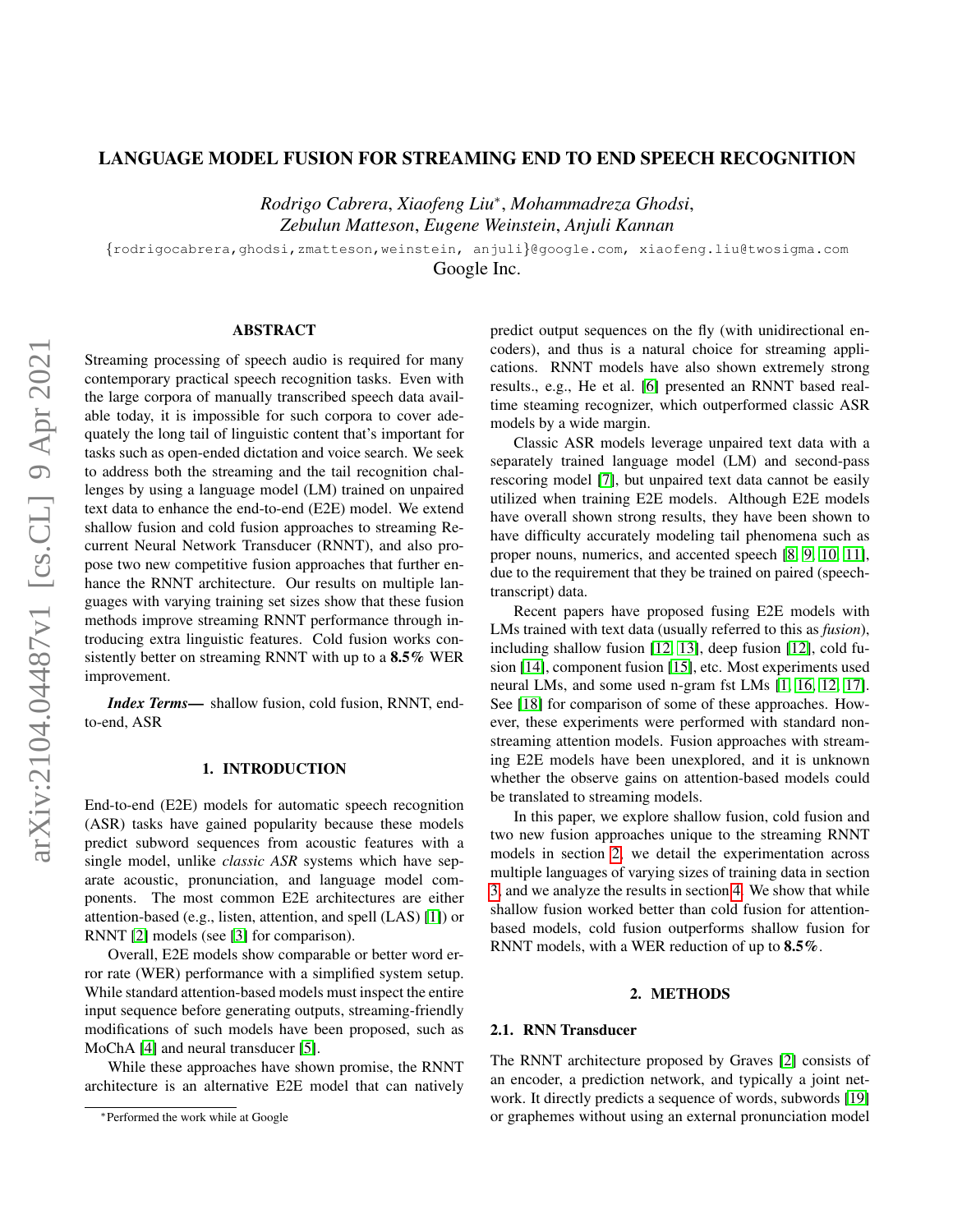# LANGUAGE MODEL FUSION FOR STREAMING END TO END SPEECH RECOGNITION

*Rodrigo Cabrera, Xiaofeng Liu*[*], *Mohammadreza Ghodsi,*
*Zebulun Matteson, Eugene Weinstein, Anjuli Kannan*

{rodrigocabrera,ghodsi,zmatteson,weinstein, anjuli}@google.com, xiaofeng.liu@twosigma.com
Google Inc.

## ABSTRACT

Streaming processing of speech audio is required for many contemporary practical speech recognition tasks. Even with the large corpora of manually transcribed speech data available today, it is impossible for such corpora to cover adequately the long tail of linguistic content that's important for tasks such as open-ended dictation and voice search. We seek to address both the streaming and the tail recognition challenges by using a language model (LM) trained on unpaired text data to enhance the end-to-end (E2E) model. We extend shallow fusion and cold fusion approaches to streaming Recurrent Neural Network Transducer (RNNT), and also propose two new competitive fusion approaches that further enhance the RNNT architecture. Our results on multiple languages with varying training set sizes show that these fusion methods improve streaming RNNT performance through introducing extra linguistic features. Cold fusion works consistently better on streaming RNNT with up to a **8.5%** WER improvement.

***Index Terms***— shallow fusion, cold fusion, RNNT, end-to-end, ASR

## 1. INTRODUCTION

End-to-end (E2E) models for automatic speech recognition (ASR) tasks have gained popularity because these models predict subword sequences from acoustic features with a single model, unlike *classic ASR* systems which have separate acoustic, pronunciation, and language model components. The most common E2E architectures are either attention-based (e.g., listen, attention, and spell (LAS) [1]) or RNNT [2] models (see [3] for comparison).

Overall, E2E models show comparable or better word error rate (WER) performance with a simplified system setup. While standard attention-based models must inspect the entire input sequence before generating outputs, streaming-friendly modifications of such models have been proposed, such as MoChA [4] and neural transducer [5].

While these approaches have shown promise, the RNNT architecture is an alternative E2E model that can natively predict output sequences on the fly (with unidirectional encoders), and thus is a natural choice for streaming applications. RNNT models have also shown extremely strong results., e.g., He et al. [6] presented an RNNT based realtime steaming recognizer, which outperformed classic ASR models by a wide margin.

Classic ASR models leverage unpaired text data with a separately trained language model (LM) and second-pass rescoring model [7], but unpaired text data cannot be easily utilized when training E2E models. Although E2E models have overall shown strong results, they have been shown to have difficulty accurately modeling tail phenomena such as proper nouns, numerics, and accented speech [8, 9, 10, 11], due to the requirement that they be trained on paired (speech-transcript) data.

Recent papers have proposed fusing E2E models with LMs trained with text data (usually referred to this as *fusion*), including shallow fusion [12, 13], deep fusion [12], cold fusion [14], component fusion [15], etc. Most experiments used neural LMs, and some used n-gram fst LMs [1, 16, 12, 17]. See [18] for comparison of some of these approaches. However, these experiments were performed with standard non-streaming attention models. Fusion approaches with streaming E2E models have been unexplored, and it is unknown whether the observe gains on attention-based models could be translated to streaming models.

In this paper, we explore shallow fusion, cold fusion and two new fusion approaches unique to the streaming RNNT models in section 2, we detail the experimentation across multiple languages of varying sizes of training data in section 3, and we analyze the results in section 4. We show that while shallow fusion worked better than cold fusion for attention-based models, cold fusion outperforms shallow fusion for RNNT models, with a WER reduction of up to **8.5%**.

## 2. METHODS

### 2.1. RNN Transducer

The RNNT architecture proposed by Graves [2] consists of an encoder, a prediction network, and typically a joint network. It directly predicts a sequence of words, subwords [19] or graphemes without using an external pronunciation model

[*]Performed the work while at Google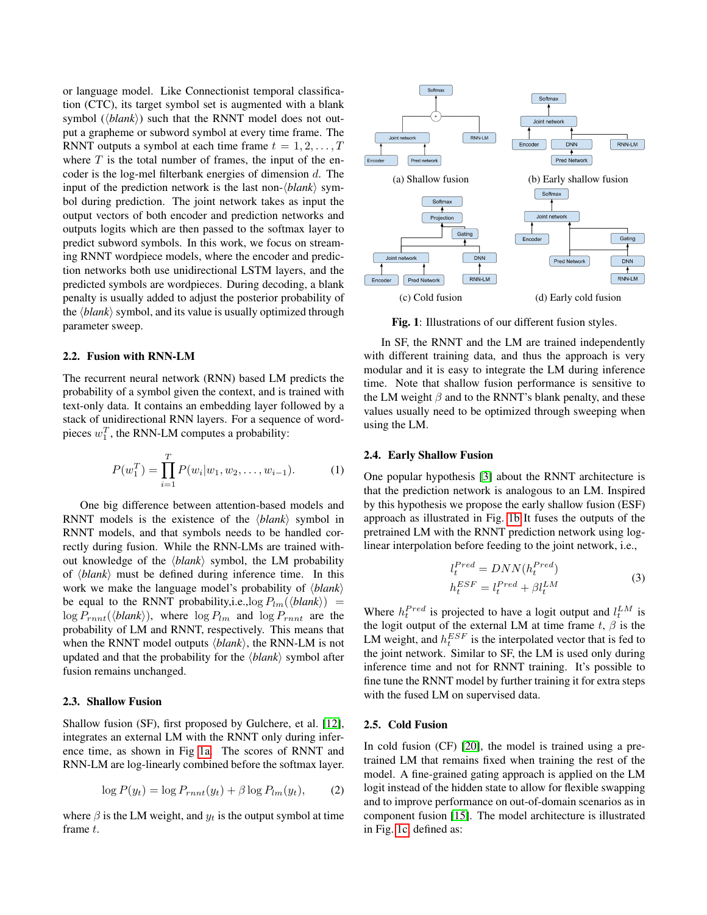or language model. Like Connectionist temporal classification (CTC), its target symbol set is augmented with a blank symbol ($\langle blank \rangle$) such that the RNNT model does not output a grapheme or subword symbol at every time frame. The RNNT outputs a symbol at each time frame $t = 1, 2, \ldots, T$ where $T$ is the total number of frames, the input of the encoder is the log-mel filterbank energies of dimension $d$. The input of the prediction network is the last non-$\langle blank \rangle$ symbol during prediction. The joint network takes as input the output vectors of both encoder and prediction networks and outputs logits which are then passed to the softmax layer to predict subword symbols. In this work, we focus on streaming RNNT wordpiece models, where the encoder and prediction networks both use unidirectional LSTM layers, and the predicted symbols are wordpieces. During decoding, a blank penalty is usually added to adjust the posterior probability of the $\langle blank \rangle$ symbol, and its value is usually optimized through parameter sweep.

### 2.2. Fusion with RNN-LM

The recurrent neural network (RNN) based LM predicts the probability of a symbol given the context, and is trained with text-only data. It contains an embedding layer followed by a stack of unidirectional RNN layers. For a sequence of wordpieces $w_1^T$, the RNN-LM computes a probability:

$$P(w_1^T) = \prod_{i=1}^{T} P(w_i | w_1, w_2, \ldots, w_{i-1}). \tag{1}$$

One big difference between attention-based models and RNNT models is the existence of the $\langle blank \rangle$ symbol in RNNT models, and that symbols needs to be handled correctly during fusion. While the RNN-LMs are trained without knowledge of the $\langle blank \rangle$ symbol, the LM probability of $\langle blank \rangle$ must be defined during inference time. In this work we make the language model's probability of $\langle blank \rangle$ be equal to the RNNT probability,i.e.,$\log P_{lm}(\langle blank \rangle) = \log P_{rnnt}(\langle blank \rangle)$, where $\log P_{lm}$ and $\log P_{rnnt}$ are the probability of LM and RNNT, respectively. This means that when the RNNT model outputs $\langle blank \rangle$, the RNN-LM is not updated and that the probability for the $\langle blank \rangle$ symbol after fusion remains unchanged.

### 2.3. Shallow Fusion

Shallow fusion (SF), first proposed by Gulchere, et al. [12], integrates an external LM with the RNNT only during inference time, as shown in Fig 1a. The scores of RNNT and RNN-LM are log-linearly combined before the softmax layer.

$$\log P(y_t) = \log P_{rnnt}(y_t) + \beta \log P_{lm}(y_t), \tag{2}$$

where $\beta$ is the LM weight, and $y_t$ is the output symbol at time frame $t$.

(a) Shallow fusion

(b) Early shallow fusion

(c) Cold fusion

(d) Early cold fusion

**Fig. 1**: Illustrations of our different fusion styles.

In SF, the RNNT and the LM are trained independently with different training data, and thus the approach is very modular and it is easy to integrate the LM during inference time. Note that shallow fusion performance is sensitive to the LM weight $\beta$ and to the RNNT's blank penalty, and these values usually need to be optimized through sweeping when using the LM.

### 2.4. Early Shallow Fusion

One popular hypothesis [3] about the RNNT architecture is that the prediction network is analogous to an LM. Inspired by this hypothesis we propose the early shallow fusion (ESF) approach as illustrated in Fig. 1b It fuses the outputs of the pretrained LM with the RNNT prediction network using log-linear interpolation before feeding to the joint network, i.e.,

$$\begin{aligned} l_t^{Pred} &= DNN(h_t^{Pred}) \\ h_t^{ESF} &= l_t^{Pred} + \beta l_t^{LM} \end{aligned} \tag{3}$$

Where $h_t^{Pred}$ is projected to have a logit output and $l_t^{LM}$ is the logit output of the external LM at time frame $t$, $\beta$ is the LM weight, and $h_t^{ESF}$ is the interpolated vector that is fed to the joint network. Similar to SF, the LM is used only during inference time and not for RNNT training. It's possible to fine tune the RNNT model by further training it for extra steps with the fused LM on supervised data.

### 2.5. Cold Fusion

In cold fusion (CF) [20], the model is trained using a pre-trained LM that remains fixed when training the rest of the model. A fine-grained gating approach is applied on the LM logit instead of the hidden state to allow for flexible swapping and to improve performance on out-of-domain scenarios as in component fusion [15]. The model architecture is illustrated in Fig. 1c, defined as: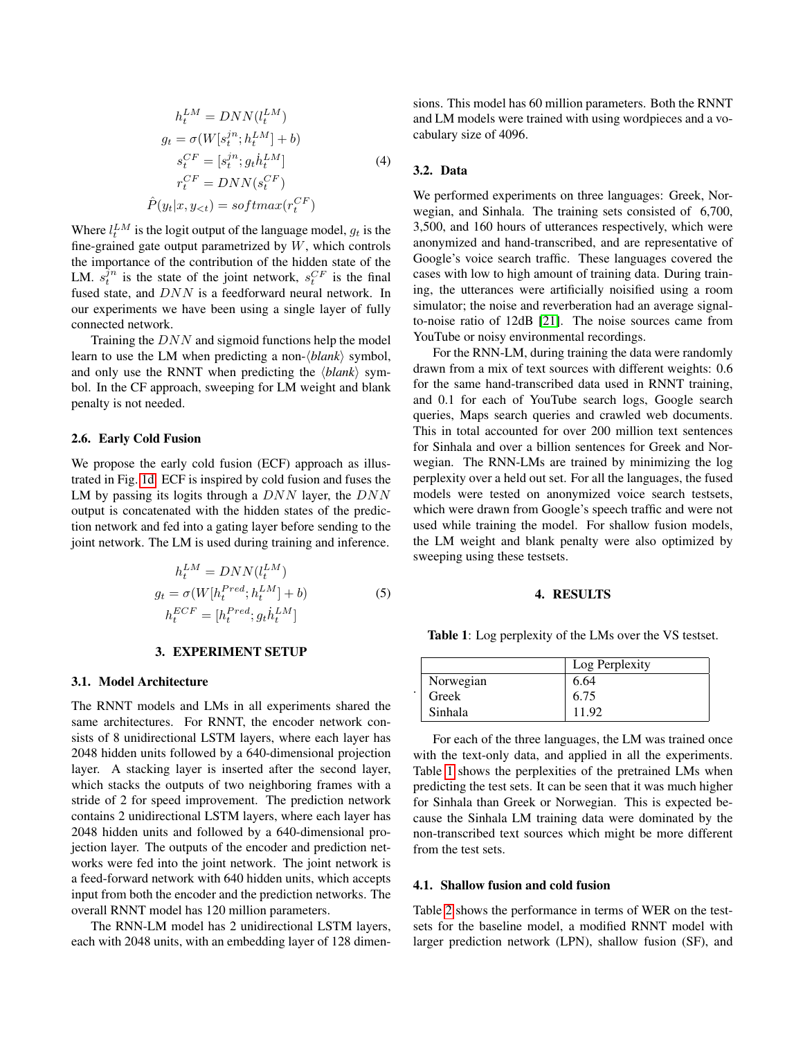$$
\begin{aligned}
h_t^{LM} &= DNN(l_t^{LM}) \\
g_t &= \sigma(W[s_t^{jn}; h_t^{LM}] + b) \\
s_t^{CF} &= [s_t^{jn}; g_t \dot{h}_t^{LM}] \\
r_t^{CF} &= DNN(s_t^{CF}) \\
\hat{P}(y_t | x, y_{<t}) &= softmax(r_t^{CF})
\end{aligned} \tag{4}
$$

Where $l_t^{LM}$ is the logit output of the language model, $g_t$ is the fine-grained gate output parametrized by $W$, which controls the importance of the contribution of the hidden state of the LM. $s_t^{jn}$ is the state of the joint network, $s_t^{CF}$ is the final fused state, and $DNN$ is a feedforward neural network. In our experiments we have been using a single layer of fully connected network.

Training the $DNN$ and sigmoid functions help the model learn to use the LM when predicting a non-⟨*blank*⟩ symbol, and only use the RNNT when predicting the ⟨*blank*⟩ symbol. In the CF approach, sweeping for LM weight and blank penalty is not needed.

### 2.6. Early Cold Fusion

We propose the early cold fusion (ECF) approach as illustrated in Fig. 1d. ECF is inspired by cold fusion and fuses the LM by passing its logits through a $DNN$ layer, the $DNN$ output is concatenated with the hidden states of the prediction network and fed into a gating layer before sending to the joint network. The LM is used during training and inference.

$$
\begin{aligned}
h_t^{LM} &= DNN(l_t^{LM}) \\
g_t &= \sigma(W[h_t^{Pred}; h_t^{LM}] + b) \\
h_t^{ECF} &= [h_t^{Pred}; g_t \dot{h}_t^{LM}]
\end{aligned} \tag{5}
$$

## 3. EXPERIMENT SETUP

### 3.1. Model Architecture

The RNNT models and LMs in all experiments shared the same architectures. For RNNT, the encoder network consists of 8 unidirectional LSTM layers, where each layer has 2048 hidden units followed by a 640-dimensional projection layer. A stacking layer is inserted after the second layer, which stacks the outputs of two neighboring frames with a stride of 2 for speed improvement. The prediction network contains 2 unidirectional LSTM layers, where each layer has 2048 hidden units and followed by a 640-dimensional projection layer. The outputs of the encoder and prediction networks were fed into the joint network. The joint network is a feed-forward network with 640 hidden units, which accepts input from both the encoder and the prediction networks. The overall RNNT model has 120 million parameters.

The RNN-LM model has 2 unidirectional LSTM layers, each with 2048 units, with an embedding layer of 128 dimensions. This model has 60 million parameters. Both the RNNT and LM models were trained with using wordpieces and a vocabulary size of 4096.

### 3.2. Data

We performed experiments on three languages: Greek, Norwegian, and Sinhala. The training sets consisted of 6,700, 3,500, and 160 hours of utterances respectively, which were anonymized and hand-transcribed, and are representative of Google's voice search traffic. These languages covered the cases with low to high amount of training data. During training, the utterances were artificially noisified using a room simulator; the noise and reverberation had an average signal-to-noise ratio of 12dB [21]. The noise sources came from YouTube or noisy environmental recordings.

For the RNN-LM, during training the data were randomly drawn from a mix of text sources with different weights: 0.6 for the same hand-transcribed data used in RNNT training, and 0.1 for each of YouTube search logs, Google search queries, Maps search queries and crawled web documents. This in total accounted for over 200 million text sentences for Sinhala and over a billion sentences for Greek and Norwegian. The RNN-LMs are trained by minimizing the log perplexity over a held out set. For all the languages, the fused models were tested on anonymized voice search testsets, which were drawn from Google's speech traffic and were not used while training the model. For shallow fusion models, the LM weight and blank penalty were also optimized by sweeping using these testsets.

## 4. RESULTS

**Table 1**: Log perplexity of the LMs over the VS testset.

| | Log Perplexity |
|---|---|
| Norwegian | 6.64 |
| Greek | 6.75 |
| Sinhala | 11.92 |

For each of the three languages, the LM was trained once with the text-only data, and applied in all the experiments. Table 1 shows the perplexities of the pretrained LMs when predicting the test sets. It can be seen that it was much higher for Sinhala than Greek or Norwegian. This is expected because the Sinhala LM training data were dominated by the non-transcribed text sources which might be more different from the test sets.

### 4.1. Shallow fusion and cold fusion

Table 2 shows the performance in terms of WER on the testsets for the baseline model, a modified RNNT model with larger prediction network (LPN), shallow fusion (SF), and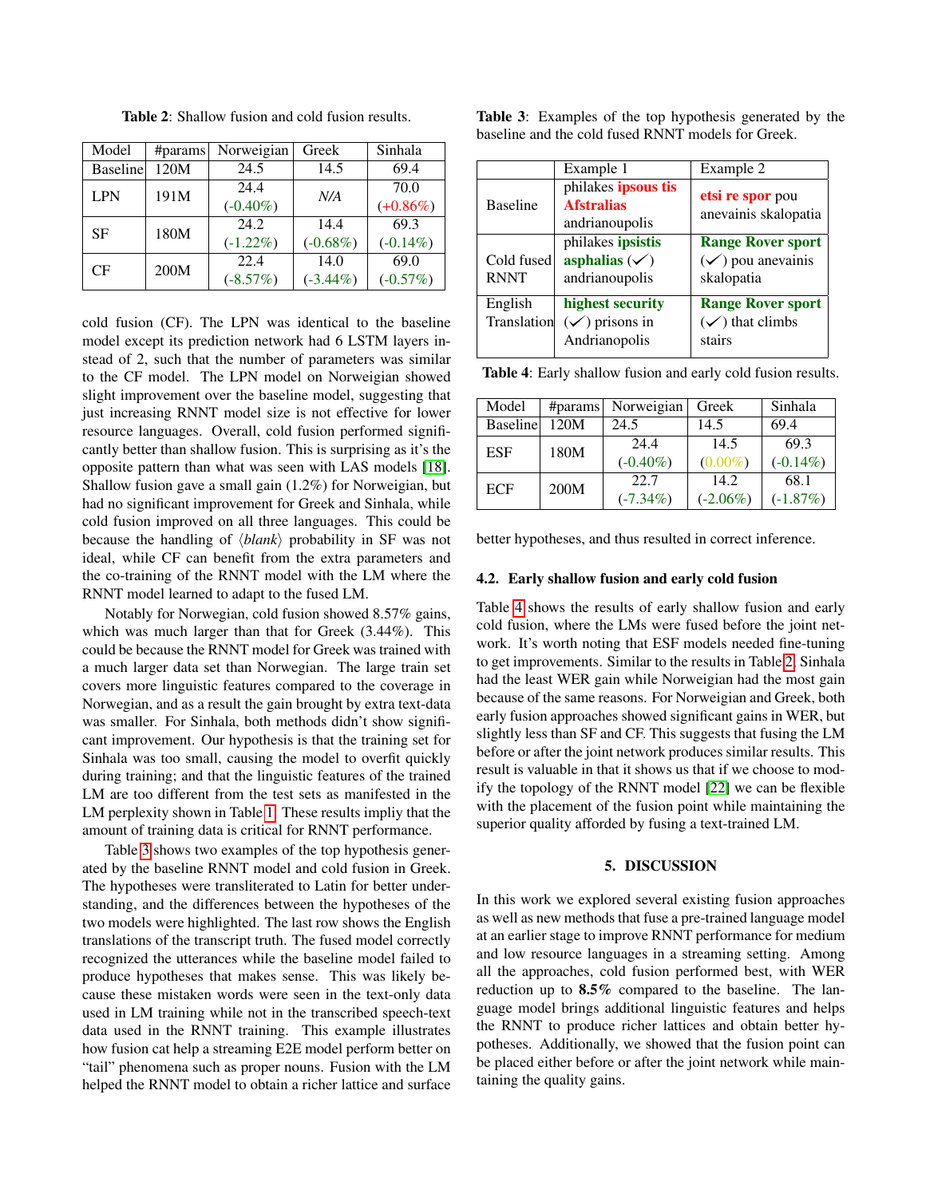**Table 2**: Shallow fusion and cold fusion results.

| Model | #params | Norweigian | Greek | Sinhala |
|---|---|---|---|---|
| Baseline | 120M | 24.5 | 14.5 | 69.4 |
| LPN | 191M | 24.4 (-0.40%) | *N/A* | 70.0 (+0.86%) |
| SF | 180M | 24.2 (-1.22%) | 14.4 (-0.68%) | 69.3 (-0.14%) |
| CF | 200M | 22.4 (-8.57%) | 14.0 (-3.44%) | 69.0 (-0.57%) |

cold fusion (CF). The LPN was identical to the baseline model except its prediction network had 6 LSTM layers instead of 2, such that the number of parameters was similar to the CF model. The LPN model on Norweigian showed slight improvement over the baseline model, suggesting that just increasing RNNT model size is not effective for lower resource languages. Overall, cold fusion performed significantly better than shallow fusion. This is surprising as it's the opposite pattern than what was seen with LAS models [18]. Shallow fusion gave a small gain (1.2%) for Norweigian, but had no significant improvement for Greek and Sinhala, while cold fusion improved on all three languages. This could be because the handling of $\langle blank \rangle$ probability in SF was not ideal, while CF can benefit from the extra parameters and the co-training of the RNNT model with the LM where the RNNT model learned to adapt to the fused LM.

Notably for Norwegian, cold fusion showed 8.57% gains, which was much larger than that for Greek (3.44%). This could be because the RNNT model for Greek was trained with a much larger data set than Norwegian. The large train set covers more linguistic features compared to the coverage in Norweigian, and as a result the gain brought by extra text-data was smaller. For Sinhala, both methods didn't show significant improvement. Our hypothesis is that the training set for Sinhala was too small, causing the model to overfit quickly during training; and that the linguistic features of the trained LM are too different from the test sets as manifested in the LM perplexity shown in Table 1. These results impliy that the amount of training data is critical for RNNT performance.

Table 3 shows two examples of the top hypothesis generated by the baseline RNNT model and cold fusion in Greek. The hypotheses were transliterated to Latin for better understanding, and the differences between the hypotheses of the two models were highlighted. The last row shows the English translations of the transcript truth. The fused model correctly recognized the utterances while the baseline model failed to produce hypotheses that makes sense. This was likely because these mistaken words were seen in the text-only data used in LM training while not in the transcribed speech-text data used in the RNNT training. This example illustrates how fusion cat help a streaming E2E model perform better on "tail" phenomena such as proper nouns. Fusion with the LM helped the RNNT model to obtain a richer lattice and surface better hypotheses, and thus resulted in correct inference.

**Table 3**: Examples of the top hypothesis generated by the baseline and the cold fused RNNT models for Greek.

| | Example 1 | Example 2 |
|---|---|---|
| Baseline | philakes **ipsous tis Afstralias** andrianoupolis | **etsi re spor** pou anevainis skalopatia |
| Cold fused RNNT | philakes **ipsistis asphalias** (✓) andrianoupolis | **Range Rover sport** (✓) pou anevainis skalopatia |
| English Translation | **highest security** (✓) prisons in Andrianopolis | **Range Rover sport** (✓) that climbs stairs |

**Table 4**: Early shallow fusion and early cold fusion results.

| Model | #params | Norweigian | Greek | Sinhala |
|---|---|---|---|---|
| Baseline | 120M | 24.5 | 14.5 | 69.4 |
| ESF | 180M | 24.4 (-0.40%) | 14.5 (0.00%) | 69.3 (-0.14%) |
| ECF | 200M | 22.7 (-7.34%) | 14.2 (-2.06%) | 68.1 (-1.87%) |

### 4.2. Early shallow fusion and early cold fusion

Table 4 shows the results of early shallow fusion and early cold fusion, where the LMs were fused before the joint network. It's worth noting that ESF models needed fine-tuning to get improvements. Similar to the results in Table 2, Sinhala had the least WER gain while Norweigian had the most gain because of the same reasons. For Norweigian and Greek, both early fusion approaches showed significant gains in WER, but slightly less than SF and CF. This suggests that fusing the LM before or after the joint network produces similar results. This result is valuable in that it shows us that if we choose to modify the topology of the RNNT model [22] we can be flexible with the placement of the fusion point while maintaining the superior quality afforded by fusing a text-trained LM.

## 5. DISCUSSION

In this work we explored several existing fusion approaches as well as new methods that fuse a pre-trained language model at an earlier stage to improve RNNT performance for medium and low resource languages in a streaming setting. Among all the approaches, cold fusion performed best, with WER reduction up to **8.5%** compared to the baseline. The language model brings additional linguistic features and helps the RNNT to produce richer lattices and obtain better hypotheses. Additionally, we showed that the fusion point can be placed either before or after the joint network while maintaining the quality gains.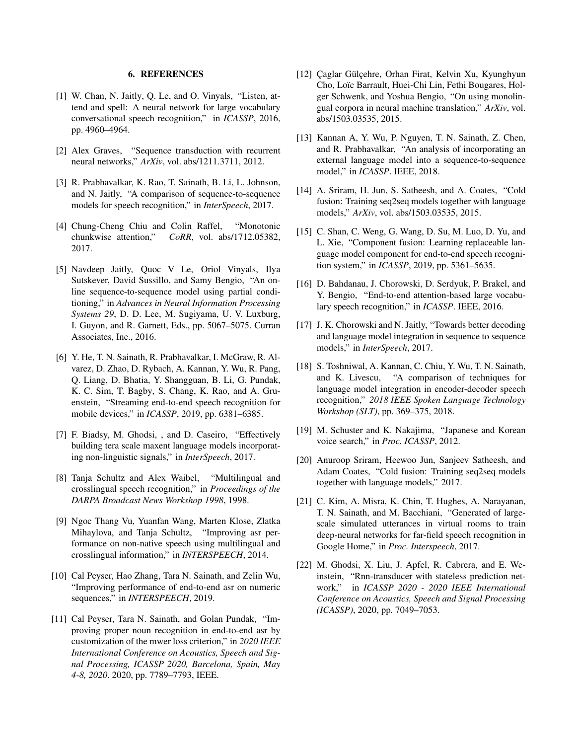## 6. REFERENCES

[1] W. Chan, N. Jaitly, Q. Le, and O. Vinyals, "Listen, attend and spell: A neural network for large vocabulary conversational speech recognition," in *ICASSP*, 2016, pp. 4960–4964.

[2] Alex Graves, "Sequence transduction with recurrent neural networks," *ArXiv*, vol. abs/1211.3711, 2012.

[3] R. Prabhavalkar, K. Rao, T. Sainath, B. Li, L. Johnson, and N. Jaitly, "A comparison of sequence-to-sequence models for speech recognition," in *InterSpeech*, 2017.

[4] Chung-Cheng Chiu and Colin Raffel, "Monotonic chunkwise attention," *CoRR*, vol. abs/1712.05382, 2017.

[5] Navdeep Jaitly, Quoc V Le, Oriol Vinyals, Ilya Sutskever, David Sussillo, and Samy Bengio, "An online sequence-to-sequence model using partial conditioning," in *Advances in Neural Information Processing Systems 29*, D. D. Lee, M. Sugiyama, U. V. Luxburg, I. Guyon, and R. Garnett, Eds., pp. 5067–5075. Curran Associates, Inc., 2016.

[6] Y. He, T. N. Sainath, R. Prabhavalkar, I. McGraw, R. Alvarez, D. Zhao, D. Rybach, A. Kannan, Y. Wu, R. Pang, Q. Liang, D. Bhatia, Y. Shangguan, B. Li, G. Pundak, K. C. Sim, T. Bagby, S. Chang, K. Rao, and A. Gruenstein, "Streaming end-to-end speech recognition for mobile devices," in *ICASSP*, 2019, pp. 6381–6385.

[7] F. Biadsy, M. Ghodsi, , and D. Caseiro, "Effectively building tera scale maxent language models incorporating non-linguistic signals," in *InterSpeech*, 2017.

[8] Tanja Schultz and Alex Waibel, "Multilingual and crosslingual speech recognition," in *Proceedings of the DARPA Broadcast News Workshop 1998*, 1998.

[9] Ngoc Thang Vu, Yuanfan Wang, Marten Klose, Zlatka Mihaylova, and Tanja Schultz, "Improving asr performance on non-native speech using multilingual and crosslingual information," in *INTERSPEECH*, 2014.

[10] Cal Peyser, Hao Zhang, Tara N. Sainath, and Zelin Wu, "Improving performance of end-to-end asr on numeric sequences," in *INTERSPEECH*, 2019.

[11] Cal Peyser, Tara N. Sainath, and Golan Pundak, "Improving proper noun recognition in end-to-end asr by customization of the mwer loss criterion," in *2020 IEEE International Conference on Acoustics, Speech and Signal Processing, ICASSP 2020, Barcelona, Spain, May 4-8, 2020*. 2020, pp. 7789–7793, IEEE.

[12] Çaglar Gülçehre, Orhan Firat, Kelvin Xu, Kyunghyun Cho, Loïc Barrault, Huei-Chi Lin, Fethi Bougares, Holger Schwenk, and Yoshua Bengio, "On using monolingual corpora in neural machine translation," *ArXiv*, vol. abs/1503.03535, 2015.

[13] Kannan A, Y. Wu, P. Nguyen, T. N. Sainath, Z. Chen, and R. Prabhavalkar, "An analysis of incorporating an external language model into a sequence-to-sequence model," in *ICASSP*. IEEE, 2018.

[14] A. Sriram, H. Jun, S. Satheesh, and A. Coates, "Cold fusion: Training seq2seq models together with language models," *ArXiv*, vol. abs/1503.03535, 2015.

[15] C. Shan, C. Weng, G. Wang, D. Su, M. Luo, D. Yu, and L. Xie, "Component fusion: Learning replaceable language model component for end-to-end speech recognition system," in *ICASSP*, 2019, pp. 5361–5635.

[16] D. Bahdanau, J. Chorowski, D. Serdyuk, P. Brakel, and Y. Bengio, "End-to-end attention-based large vocabulary speech recognition," in *ICASSP*. IEEE, 2016.

[17] J. K. Chorowski and N. Jaitly, "Towards better decoding and language model integration in sequence to sequence models," in *InterSpeech*, 2017.

[18] S. Toshniwal, A. Kannan, C. Chiu, Y. Wu, T. N. Sainath, and K. Livescu, "A comparison of techniques for language model integration in encoder-decoder speech recognition," *2018 IEEE Spoken Language Technology Workshop (SLT)*, pp. 369–375, 2018.

[19] M. Schuster and K. Nakajima, "Japanese and Korean voice search," in *Proc. ICASSP*, 2012.

[20] Anuroop Sriram, Heewoo Jun, Sanjeev Satheesh, and Adam Coates, "Cold fusion: Training seq2seq models together with language models," 2017.

[21] C. Kim, A. Misra, K. Chin, T. Hughes, A. Narayanan, T. N. Sainath, and M. Bacchiani, "Generated of large-scale simulated utterances in virtual rooms to train deep-neural networks for far-field speech recognition in Google Home," in *Proc. Interspeech*, 2017.

[22] M. Ghodsi, X. Liu, J. Apfel, R. Cabrera, and E. Weinstein, "Rnn-transducer with stateless prediction network," in *ICASSP 2020 - 2020 IEEE International Conference on Acoustics, Speech and Signal Processing (ICASSP)*, 2020, pp. 7049–7053.